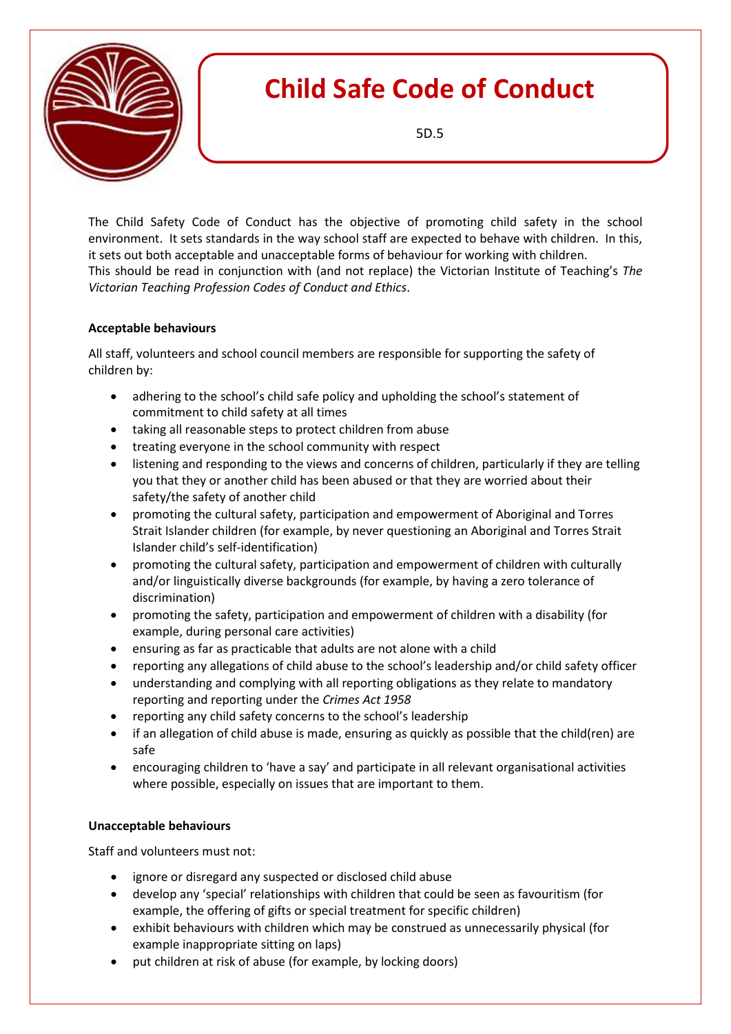# Child Safe Code of Conduct

5D.5

The Child Safety Code of Conduct has the objective of promoting child safety in the school environment. It sets standards in the way school staff are expected to behave with children. In this, it sets out both acceptable and unacceptable forms of behaviour for working with children.
This should be read in conjunction with (and not replace) the Victorian Institute of Teaching's *The Victorian Teaching Profession Codes of Conduct and Ethics*.

**Acceptable behaviours**

All staff, volunteers and school council members are responsible for supporting the safety of children by:

- adhering to the school's child safe policy and upholding the school's statement of commitment to child safety at all times
- taking all reasonable steps to protect children from abuse
- treating everyone in the school community with respect
- listening and responding to the views and concerns of children, particularly if they are telling you that they or another child has been abused or that they are worried about their safety/the safety of another child
- promoting the cultural safety, participation and empowerment of Aboriginal and Torres Strait Islander children (for example, by never questioning an Aboriginal and Torres Strait Islander child's self-identification)
- promoting the cultural safety, participation and empowerment of children with culturally and/or linguistically diverse backgrounds (for example, by having a zero tolerance of discrimination)
- promoting the safety, participation and empowerment of children with a disability (for example, during personal care activities)
- ensuring as far as practicable that adults are not alone with a child
- reporting any allegations of child abuse to the school's leadership and/or child safety officer
- understanding and complying with all reporting obligations as they relate to mandatory reporting and reporting under the *Crimes Act 1958*
- reporting any child safety concerns to the school's leadership
- if an allegation of child abuse is made, ensuring as quickly as possible that the child(ren) are safe
- encouraging children to 'have a say' and participate in all relevant organisational activities where possible, especially on issues that are important to them.

**Unacceptable behaviours**

Staff and volunteers must not:

- ignore or disregard any suspected or disclosed child abuse
- develop any 'special' relationships with children that could be seen as favouritism (for example, the offering of gifts or special treatment for specific children)
- exhibit behaviours with children which may be construed as unnecessarily physical (for example inappropriate sitting on laps)
- put children at risk of abuse (for example, by locking doors)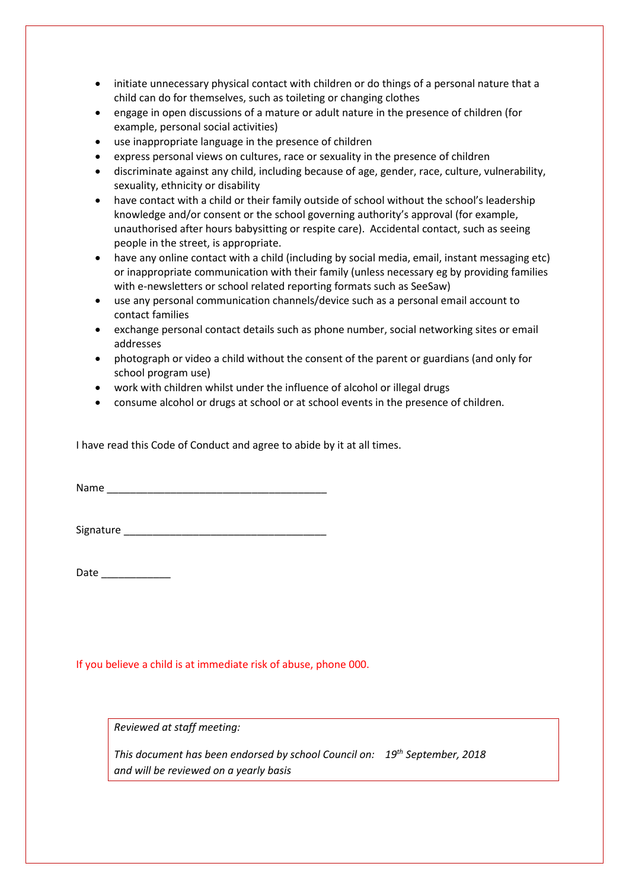- initiate unnecessary physical contact with children or do things of a personal nature that a child can do for themselves, such as toileting or changing clothes
- engage in open discussions of a mature or adult nature in the presence of children (for example, personal social activities)
- use inappropriate language in the presence of children
- express personal views on cultures, race or sexuality in the presence of children
- discriminate against any child, including because of age, gender, race, culture, vulnerability, sexuality, ethnicity or disability
- have contact with a child or their family outside of school without the school's leadership knowledge and/or consent or the school governing authority's approval (for example, unauthorised after hours babysitting or respite care). Accidental contact, such as seeing people in the street, is appropriate.
- have any online contact with a child (including by social media, email, instant messaging etc) or inappropriate communication with their family (unless necessary eg by providing families with e-newsletters or school related reporting formats such as SeeSaw)
- use any personal communication channels/device such as a personal email account to contact families
- exchange personal contact details such as phone number, social networking sites or email addresses
- photograph or video a child without the consent of the parent or guardians (and only for school program use)
- work with children whilst under the influence of alcohol or illegal drugs
- consume alcohol or drugs at school or at school events in the presence of children.

I have read this Code of Conduct and agree to abide by it at all times.

Name _______________________________________

Signature ____________________________________

Date ____________

If you believe a child is at immediate risk of abuse, phone 000.

*Reviewed at staff meeting:*

*This document has been endorsed by school Council on: 19th September, 2018*
*and will be reviewed on a yearly basis*